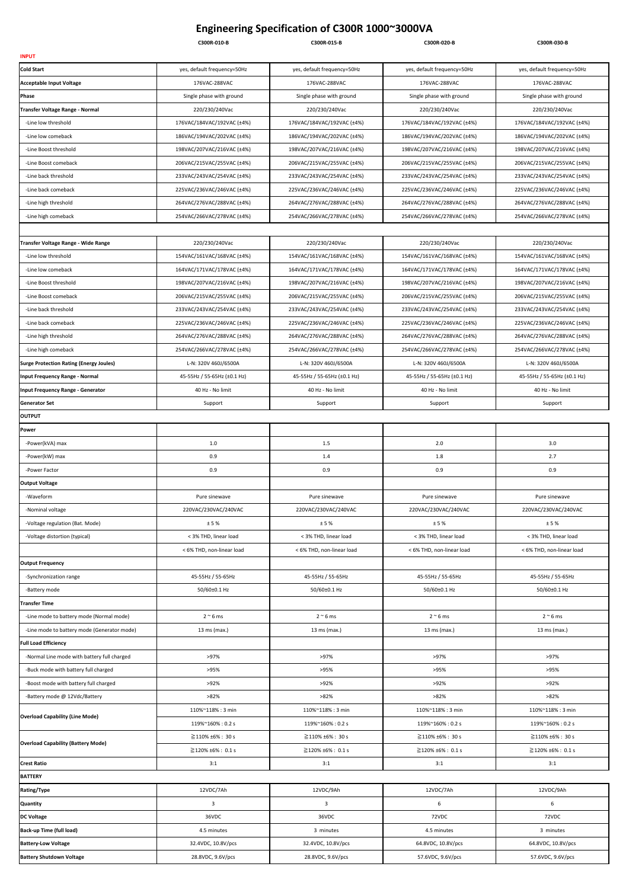# Engineering Specification of C300R 1000~3000VA

| | C300R-010-B | C300R-015-B | C300R-020-B | C300R-030-B |
|---|---|---|---|---|
| **INPUT** | | | | |
| **Cold Start** | yes, default frequency=50Hz | yes, default frequency=50Hz | yes, default frequency=50Hz | yes, default frequency=50Hz |
| **Acceptable Input Voltage** | 176VAC-288VAC | 176VAC-288VAC | 176VAC-288VAC | 176VAC-288VAC |
| **Phase** | Single phase with ground | Single phase with ground | Single phase with ground | Single phase with ground |
| **Transfer Voltage Range - Normal** | 220/230/240Vac | 220/230/240Vac | 220/230/240Vac | 220/230/240Vac |
| -Line low threshold | 176VAC/184VAC/192VAC (±4%) | 176VAC/184VAC/192VAC (±4%) | 176VAC/184VAC/192VAC (±4%) | 176VAC/184VAC/192VAC (±4%) |
| -Line low comeback | 186VAC/194VAC/202VAC (±4%) | 186VAC/194VAC/202VAC (±4%) | 186VAC/194VAC/202VAC (±4%) | 186VAC/194VAC/202VAC (±4%) |
| -Line Boost threshold | 198VAC/207VAC/216VAC (±4%) | 198VAC/207VAC/216VAC (±4%) | 198VAC/207VAC/216VAC (±4%) | 198VAC/207VAC/216VAC (±4%) |
| -Line Boost comeback | 206VAC/215VAC/255VAC (±4%) | 206VAC/215VAC/255VAC (±4%) | 206VAC/215VAC/255VAC (±4%) | 206VAC/215VAC/255VAC (±4%) |
| -Line back threshold | 233VAC/243VAC/254VAC (±4%) | 233VAC/243VAC/254VAC (±4%) | 233VAC/243VAC/254VAC (±4%) | 233VAC/243VAC/254VAC (±4%) |
| -Line back comeback | 225VAC/236VAC/246VAC (±4%) | 225VAC/236VAC/246VAC (±4%) | 225VAC/236VAC/246VAC (±4%) | 225VAC/236VAC/246VAC (±4%) |
| -Line high threshold | 264VAC/276VAC/288VAC (±4%) | 264VAC/276VAC/288VAC (±4%) | 264VAC/276VAC/288VAC (±4%) | 264VAC/276VAC/288VAC (±4%) |
| -Line high comeback | 254VAC/266VAC/278VAC (±4%) | 254VAC/266VAC/278VAC (±4%) | 254VAC/266VAC/278VAC (±4%) | 254VAC/266VAC/278VAC (±4%) |
| | | | | |
| **Transfer Voltage Range - Wide Range** | 220/230/240Vac | 220/230/240Vac | 220/230/240Vac | 220/230/240Vac |
| -Line low threshold | 154VAC/161VAC/168VAC (±4%) | 154VAC/161VAC/168VAC (±4%) | 154VAC/161VAC/168VAC (±4%) | 154VAC/161VAC/168VAC (±4%) |
| -Line low comeback | 164VAC/171VAC/178VAC (±4%) | 164VAC/171VAC/178VAC (±4%) | 164VAC/171VAC/178VAC (±4%) | 164VAC/171VAC/178VAC (±4%) |
| -Line Boost threshold | 198VAC/207VAC/216VAC (±4%) | 198VAC/207VAC/216VAC (±4%) | 198VAC/207VAC/216VAC (±4%) | 198VAC/207VAC/216VAC (±4%) |
| -Line Boost comeback | 206VAC/215VAC/255VAC (±4%) | 206VAC/215VAC/255VAC (±4%) | 206VAC/215VAC/255VAC (±4%) | 206VAC/215VAC/255VAC (±4%) |
| -Line back threshold | 233VAC/243VAC/254VAC (±4%) | 233VAC/243VAC/254VAC (±4%) | 233VAC/243VAC/254VAC (±4%) | 233VAC/243VAC/254VAC (±4%) |
| -Line back comeback | 225VAC/236VAC/246VAC (±4%) | 225VAC/236VAC/246VAC (±4%) | 225VAC/236VAC/246VAC (±4%) | 225VAC/236VAC/246VAC (±4%) |
| -Line high threshold | 264VAC/276VAC/288VAC (±4%) | 264VAC/276VAC/288VAC (±4%) | 264VAC/276VAC/288VAC (±4%) | 264VAC/276VAC/288VAC (±4%) |
| -Line high comeback | 254VAC/266VAC/278VAC (±4%) | 254VAC/266VAC/278VAC (±4%) | 254VAC/266VAC/278VAC (±4%) | 254VAC/266VAC/278VAC (±4%) |
| **Surge Protection Rating (Energy Joules)** | L-N: 320V 460J/6500A | L-N: 320V 460J/6500A | L-N: 320V 460J/6500A | L-N: 320V 460J/6500A |
| **Input Frequency Range - Normal** | 45-55Hz / 55-65Hz (±0.1 Hz) | 45-55Hz / 55-65Hz (±0.1 Hz) | 45-55Hz / 55-65Hz (±0.1 Hz) | 45-55Hz / 55-65Hz (±0.1 Hz) |
| **Input Frequency Range - Generator** | 40 Hz - No limit | 40 Hz - No limit | 40 Hz - No limit | 40 Hz - No limit |
| **Generator Set** | Support | Support | Support | Support |
| **OUTPUT** | | | | |
| **Power** | | | | |
| -Power(kVA) max | 1.0 | 1.5 | 2.0 | 3.0 |
| -Power(kW) max | 0.9 | 1.4 | 1.8 | 2.7 |
| -Power Factor | 0.9 | 0.9 | 0.9 | 0.9 |
| **Output Voltage** | | | | |
| -Waveform | Pure sinewave | Pure sinewave | Pure sinewave | Pure sinewave |
| -Nominal voltage | 220VAC/230VAC/240VAC | 220VAC/230VAC/240VAC | 220VAC/230VAC/240VAC | 220VAC/230VAC/240VAC |
| -Voltage regulation (Bat. Mode) | ± 5 % | ± 5 % | ± 5 % | ± 5 % |
| -Voltage distortion (typical) | < 3% THD, linear load | < 3% THD, linear load | < 3% THD, linear load | < 3% THD, linear load |
| | < 6% THD, non-linear load | < 6% THD, non-linear load | < 6% THD, non-linear load | < 6% THD, non-linear load |
| **Output Frequency** | | | | |
| -Synchronization range | 45-55Hz / 55-65Hz | 45-55Hz / 55-65Hz | 45-55Hz / 55-65Hz | 45-55Hz / 55-65Hz |
| -Battery mode | 50/60±0.1 Hz | 50/60±0.1 Hz | 50/60±0.1 Hz | 50/60±0.1 Hz |
| **Transfer Time** | | | | |
| -Line mode to battery mode (Normal mode) | 2 ~ 6 ms | 2 ~ 6 ms | 2 ~ 6 ms | 2 ~ 6 ms |
| -Line mode to battery mode (Generator mode) | 13 ms (max.) | 13 ms (max.) | 13 ms (max.) | 13 ms (max.) |
| **Full Load Efficiency** | | | | |
| -Normal Line mode with battery full charged | >97% | >97% | >97% | >97% |
| -Buck mode with battery full charged | >95% | >95% | >95% | >95% |
| -Boost mode with battery full charged | >92% | >92% | >92% | >92% |
| -Battery mode @ 12Vdc/Battery | >82% | >82% | >82% | >82% |
| **Overload Capability (Line Mode)** | 110%~118% : 3 min | 110%~118% : 3 min | 110%~118% : 3 min | 110%~118% : 3 min |
| | 119%~160% : 0.2 s | 119%~160% : 0.2 s | 119%~160% : 0.2 s | 119%~160% : 0.2 s |
| **Overload Capability (Battery Mode)** | ≧110% ±6% : 30 s | ≧110% ±6% : 30 s | ≧110% ±6% : 30 s | ≧110% ±6% : 30 s |
| | ≧120% ±6% : 0.1 s | ≧120% ±6% : 0.1 s | ≧120% ±6% : 0.1 s | ≧120% ±6% : 0.1 s |
| **Crest Ratio** | 3:1 | 3:1 | 3:1 | 3:1 |
| **BATTERY** | | | | |
| **Rating/Type** | 12VDC/7Ah | 12VDC/9Ah | 12VDC/7Ah | 12VDC/9Ah |
| **Quantity** | 3 | 3 | 6 | 6 |
| **DC Voltage** | 36VDC | 36VDC | 72VDC | 72VDC |
| **Back-up Time (full load)** | 4.5 minutes | 3 minutes | 4.5 minutes | 3 minutes |
| **Battery-Low Voltage** | 32.4VDC, 10.8V/pcs | 32.4VDC, 10.8V/pcs | 64.8VDC, 10.8V/pcs | 64.8VDC, 10.8V/pcs |
| **Battery Shutdown Voltage** | 28.8VDC, 9.6V/pcs | 28.8VDC, 9.6V/pcs | 57.6VDC, 9.6V/pcs | 57.6VDC, 9.6V/pcs |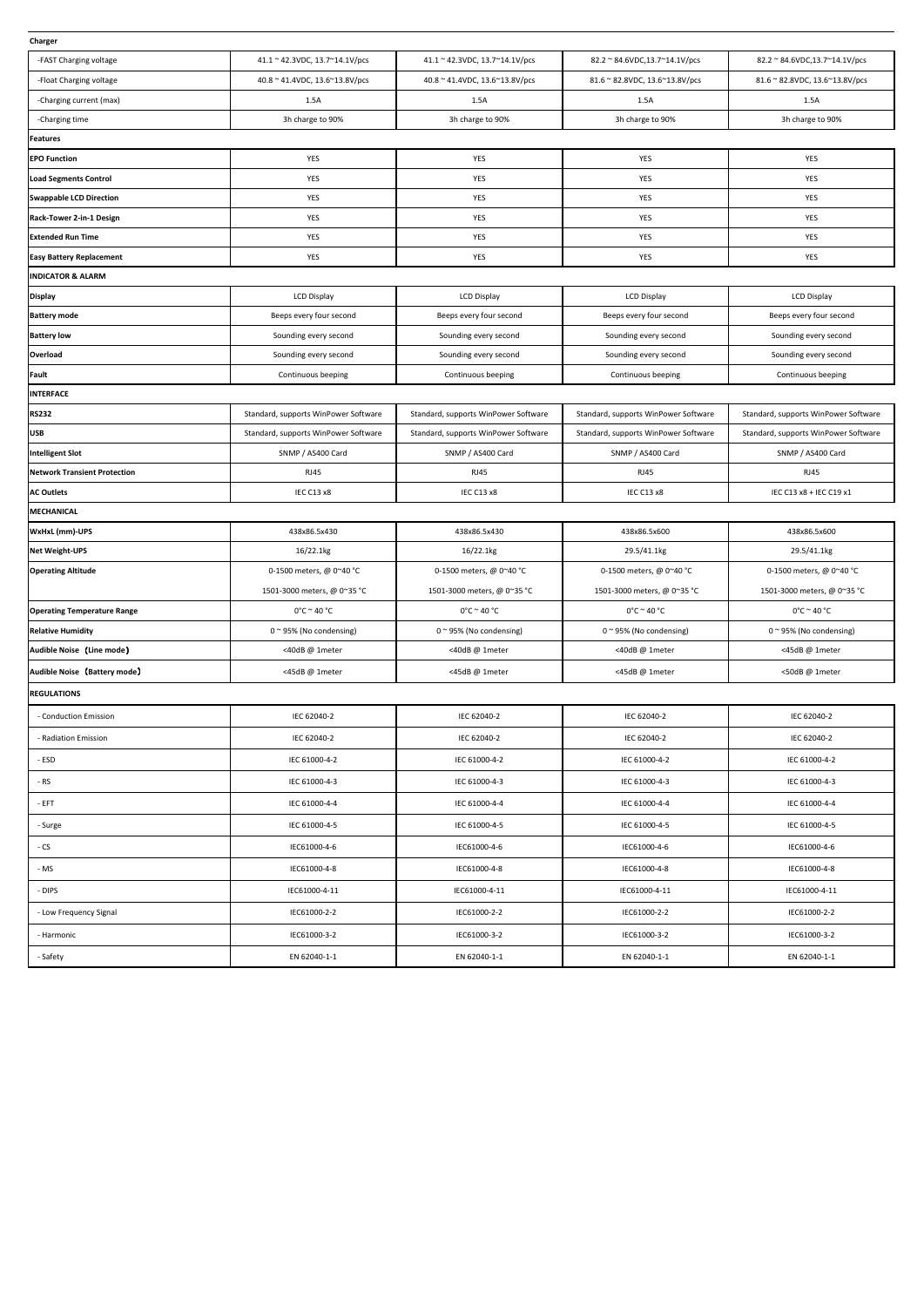| | | | | |
|---|---|---|---|---|
| **Charger** | | | | |
| -FAST Charging voltage | 41.1 ~ 42.3VDC, 13.7~14.1V/pcs | 41.1 ~ 42.3VDC, 13.7~14.1V/pcs | 82.2 ~ 84.6VDC,13.7~14.1V/pcs | 82.2 ~ 84.6VDC,13.7~14.1V/pcs |
| -Float Charging voltage | 40.8 ~ 41.4VDC, 13.6~13.8V/pcs | 40.8 ~ 41.4VDC, 13.6~13.8V/pcs | 81.6 ~ 82.8VDC, 13.6~13.8V/pcs | 81.6 ~ 82.8VDC, 13.6~13.8V/pcs |
| -Charging current (max) | 1.5A | 1.5A | 1.5A | 1.5A |
| -Charging time | 3h charge to 90% | 3h charge to 90% | 3h charge to 90% | 3h charge to 90% |
| **Features** | | | | |
| **EPO Function** | YES | YES | YES | YES |
| **Load Segments Control** | YES | YES | YES | YES |
| **Swappable LCD Direction** | YES | YES | YES | YES |
| **Rack-Tower 2-in-1 Design** | YES | YES | YES | YES |
| **Extended Run Time** | YES | YES | YES | YES |
| **Easy Battery Replacement** | YES | YES | YES | YES |
| **INDICATOR & ALARM** | | | | |
| **Display** | LCD Display | LCD Display | LCD Display | LCD Display |
| **Battery mode** | Beeps every four second | Beeps every four second | Beeps every four second | Beeps every four second |
| **Battery low** | Sounding every second | Sounding every second | Sounding every second | Sounding every second |
| **Overload** | Sounding every second | Sounding every second | Sounding every second | Sounding every second |
| **Fault** | Continuous beeping | Continuous beeping | Continuous beeping | Continuous beeping |
| **INTERFACE** | | | | |
| **RS232** | Standard, supports WinPower Software | Standard, supports WinPower Software | Standard, supports WinPower Software | Standard, supports WinPower Software |
| **USB** | Standard, supports WinPower Software | Standard, supports WinPower Software | Standard, supports WinPower Software | Standard, supports WinPower Software |
| **Intelligent Slot** | SNMP / AS400 Card | SNMP / AS400 Card | SNMP / AS400 Card | SNMP / AS400 Card |
| **Network Transient Protection** | RJ45 | RJ45 | RJ45 | RJ45 |
| **AC Outlets** | IEC C13 x8 | IEC C13 x8 | IEC C13 x8 | IEC C13 x8 + IEC C19 x1 |
| **MECHANICAL** | | | | |
| **WxHxL (mm)-UPS** | 438x86.5x430 | 438x86.5x430 | 438x86.5x600 | 438x86.5x600 |
| **Net Weight-UPS** | 16/22.1kg | 16/22.1kg | 29.5/41.1kg | 29.5/41.1kg |
| **Operating Altitude** | 0-1500 meters, @ 0~40 °C | 0-1500 meters, @ 0~40 °C | 0-1500 meters, @ 0~40 °C | 0-1500 meters, @ 0~40 °C |
| | 1501-3000 meters, @ 0~35 °C | 1501-3000 meters, @ 0~35 °C | 1501-3000 meters, @ 0~35 °C | 1501-3000 meters, @ 0~35 °C |
| **Operating Temperature Range** | 0°C ~ 40 °C | 0°C ~ 40 °C | 0°C ~ 40 °C | 0°C ~ 40 °C |
| **Relative Humidity** | 0 ~ 95% (No condensing) | 0 ~ 95% (No condensing) | 0 ~ 95% (No condensing) | 0 ~ 95% (No condensing) |
| **Audible Noise （Line mode）** | <40dB @ 1meter | <40dB @ 1meter | <40dB @ 1meter | <45dB @ 1meter |
| **Audible Noise （Battery mode）** | <45dB @ 1meter | <45dB @ 1meter | <45dB @ 1meter | <50dB @ 1meter |
| **REGULATIONS** | | | | |
| - Conduction Emission | IEC 62040-2 | IEC 62040-2 | IEC 62040-2 | IEC 62040-2 |
| - Radiation Emission | IEC 62040-2 | IEC 62040-2 | IEC 62040-2 | IEC 62040-2 |
| - ESD | IEC 61000-4-2 | IEC 61000-4-2 | IEC 61000-4-2 | IEC 61000-4-2 |
| - RS | IEC 61000-4-3 | IEC 61000-4-3 | IEC 61000-4-3 | IEC 61000-4-3 |
| - EFT | IEC 61000-4-4 | IEC 61000-4-4 | IEC 61000-4-4 | IEC 61000-4-4 |
| - Surge | IEC 61000-4-5 | IEC 61000-4-5 | IEC 61000-4-5 | IEC 61000-4-5 |
| - CS | IEC61000-4-6 | IEC61000-4-6 | IEC61000-4-6 | IEC61000-4-6 |
| - MS | IEC61000-4-8 | IEC61000-4-8 | IEC61000-4-8 | IEC61000-4-8 |
| - DIPS | IEC61000-4-11 | IEC61000-4-11 | IEC61000-4-11 | IEC61000-4-11 |
| - Low Frequency Signal | IEC61000-2-2 | IEC61000-2-2 | IEC61000-2-2 | IEC61000-2-2 |
| - Harmonic | IEC61000-3-2 | IEC61000-3-2 | IEC61000-3-2 | IEC61000-3-2 |
| - Safety | EN 62040-1-1 | EN 62040-1-1 | EN 62040-1-1 | EN 62040-1-1 |